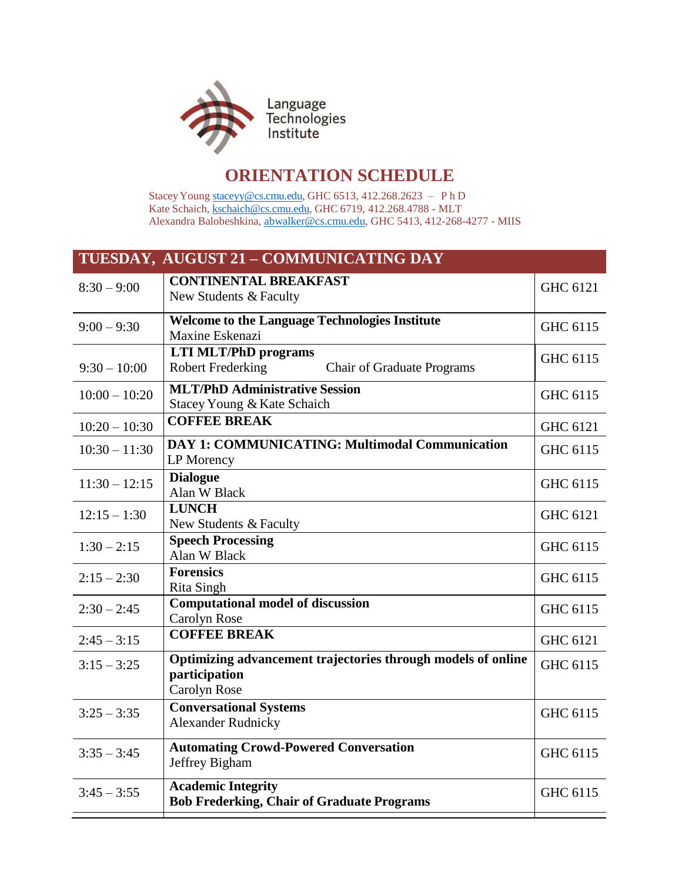Language Technologies Institute

# ORIENTATION SCHEDULE

Stacey Young staceyy@cs.cmu.edu, GHC 6513, 412.268.2623 – PhD
Kate Schaich, kschaich@cs.cmu.edu, GHC 6719, 412.268.4788 - MLT
Alexandra Balobeshkina, abwalker@cs.cmu.edu, GHC 5413, 412-268-4277 - MIIS

| TUESDAY, AUGUST 21 – COMMUNICATING DAY | | |
|---|---|---|
| 8:30 – 9:00 | **CONTINENTAL BREAKFAST**<br>New Students & Faculty | GHC 6121 |
| 9:00 – 9:30 | **Welcome to the Language Technologies Institute**<br>Maxine Eskenazi | GHC 6115 |
| 9:30 – 10:00 | **LTI MLT/PhD programs**<br>Robert Frederking Chair of Graduate Programs | GHC 6115 |
| 10:00 – 10:20 | **MLT/PhD Administrative Session**<br>Stacey Young & Kate Schaich | GHC 6115 |
| 10:20 – 10:30 | **COFFEE BREAK** | GHC 6121 |
| 10:30 – 11:30 | **DAY 1: COMMUNICATING: Multimodal Communication**<br>LP Morency | GHC 6115 |
| 11:30 – 12:15 | **Dialogue**<br>Alan W Black | GHC 6115 |
| 12:15 – 1:30 | **LUNCH**<br>New Students & Faculty | GHC 6121 |
| 1:30 – 2:15 | **Speech Processing**<br>Alan W Black | GHC 6115 |
| 2:15 – 2:30 | **Forensics**<br>Rita Singh | GHC 6115 |
| 2:30 – 2:45 | **Computational model of discussion**<br>Carolyn Rose | GHC 6115 |
| 2:45 – 3:15 | **COFFEE BREAK** | GHC 6121 |
| 3:15 – 3:25 | **Optimizing advancement trajectories through models of online participation**<br>Carolyn Rose | GHC 6115 |
| 3:25 – 3:35 | **Conversational Systems**<br>Alexander Rudnicky | GHC 6115 |
| 3:35 – 3:45 | **Automating Crowd-Powered Conversation**<br>Jeffrey Bigham | GHC 6115 |
| 3:45 – 3:55 | **Academic Integrity**<br>**Bob Frederking, Chair of Graduate Programs** | GHC 6115 |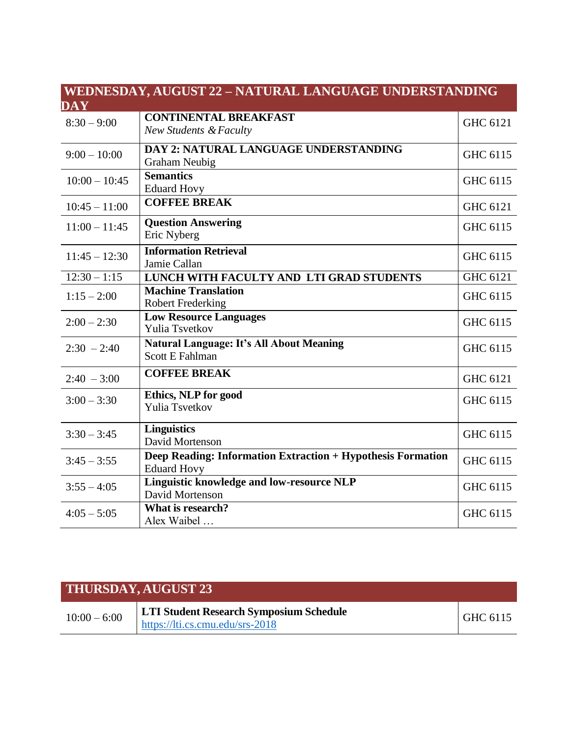| WEDNESDAY, AUGUST 22 – NATURAL LANGUAGE UNDERSTANDING DAY | | |
|---|---|---|
| 8:30 – 9:00 | **CONTINENTAL BREAKFAST**<br>*New Students & Faculty* | GHC 6121 |
| 9:00 – 10:00 | **DAY 2: NATURAL LANGUAGE UNDERSTANDING**<br>Graham Neubig | GHC 6115 |
| 10:00 – 10:45 | **Semantics**<br>Eduard Hovy | GHC 6115 |
| 10:45 – 11:00 | **COFFEE BREAK** | GHC 6121 |
| 11:00 – 11:45 | **Question Answering**<br>Eric Nyberg | GHC 6115 |
| 11:45 – 12:30 | **Information Retrieval**<br>Jamie Callan | GHC 6115 |
| 12:30 – 1:15 | **LUNCH WITH FACULTY AND LTI GRAD STUDENTS** | GHC 6121 |
| 1:15 – 2:00 | **Machine Translation**<br>Robert Frederking | GHC 6115 |
| 2:00 – 2:30 | **Low Resource Languages**<br>Yulia Tsvetkov | GHC 6115 |
| 2:30 – 2:40 | **Natural Language: It's All About Meaning**<br>Scott E Fahlman | GHC 6115 |
| 2:40 – 3:00 | **COFFEE BREAK** | GHC 6121 |
| 3:00 – 3:30 | **Ethics, NLP for good**<br>Yulia Tsvetkov | GHC 6115 |
| 3:30 – 3:45 | **Linguistics**<br>David Mortenson | GHC 6115 |
| 3:45 – 3:55 | **Deep Reading: Information Extraction + Hypothesis Formation**<br>Eduard Hovy | GHC 6115 |
| 3:55 – 4:05 | **Linguistic knowledge and low-resource NLP**<br>David Mortenson | GHC 6115 |
| 4:05 – 5:05 | **What is research?**<br>Alex Waibel … | GHC 6115 |

| THURSDAY, AUGUST 23 | | |
|---|---|---|
| 10:00 – 6:00 | **LTI Student Research Symposium Schedule**<br>https://lti.cs.cmu.edu/srs-2018 | GHC 6115 |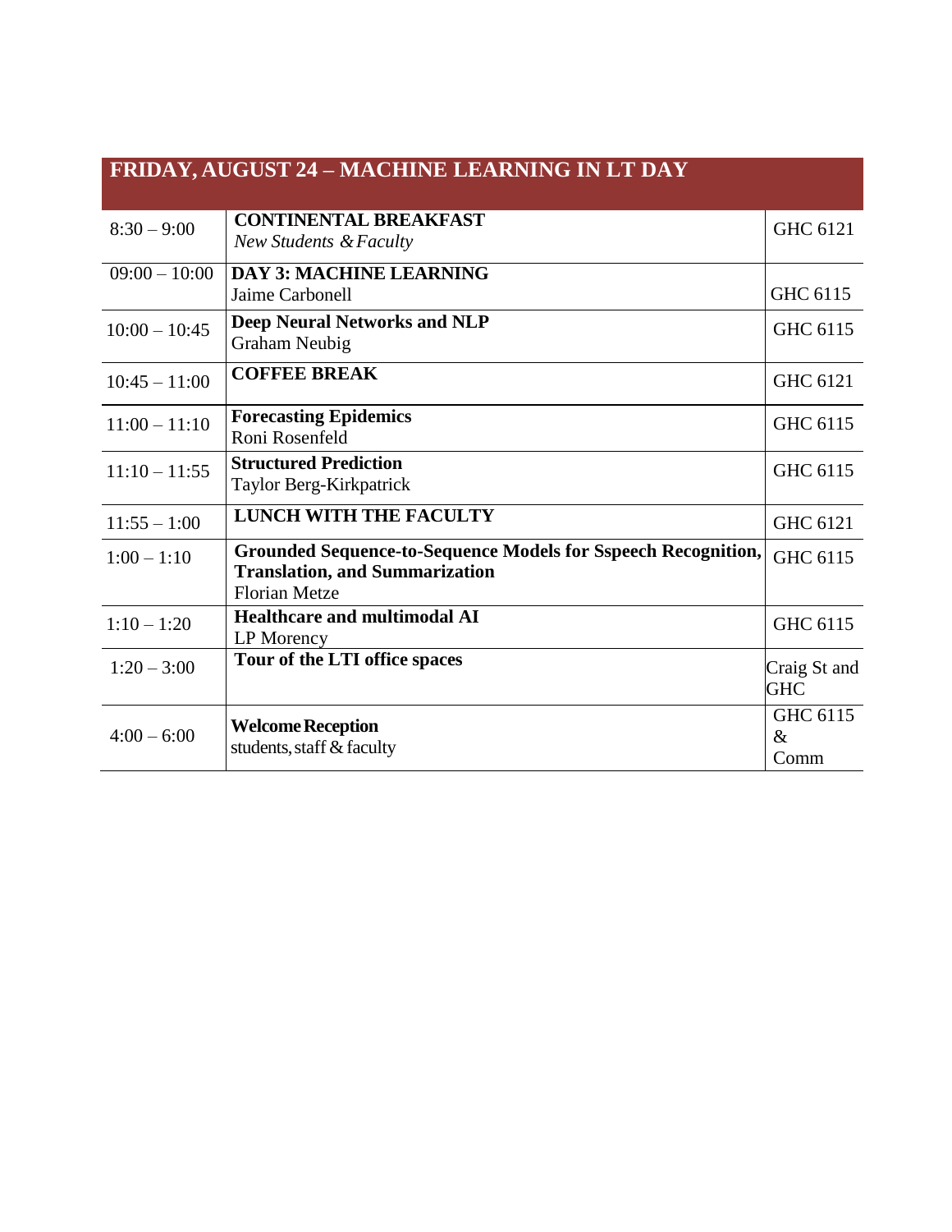## FRIDAY, AUGUST 24 – MACHINE LEARNING IN LT DAY

| | | |
|---|---|---|
| 8:30 – 9:00 | **CONTINENTAL BREAKFAST**<br>*New Students & Faculty* | GHC 6121 |
| 09:00 – 10:00 | **DAY 3: MACHINE LEARNING**<br>Jaime Carbonell | GHC 6115 |
| 10:00 – 10:45 | **Deep Neural Networks and NLP**<br>Graham Neubig | GHC 6115 |
| 10:45 – 11:00 | **COFFEE BREAK** | GHC 6121 |
| 11:00 – 11:10 | **Forecasting Epidemics**<br>Roni Rosenfeld | GHC 6115 |
| 11:10 – 11:55 | **Structured Prediction**<br>Taylor Berg-Kirkpatrick | GHC 6115 |
| 11:55 – 1:00 | **LUNCH WITH THE FACULTY** | GHC 6121 |
| 1:00 – 1:10 | **Grounded Sequence-to-Sequence Models for Sspeech Recognition, Translation, and Summarization**<br>Florian Metze | GHC 6115 |
| 1:10 – 1:20 | **Healthcare and multimodal AI**<br>LP Morency | GHC 6115 |
| 1:20 – 3:00 | **Tour of the LTI office spaces** | Craig St and GHC |
| 4:00 – 6:00 | **Welcome Reception**<br>students, staff & faculty | GHC 6115 & Comm |